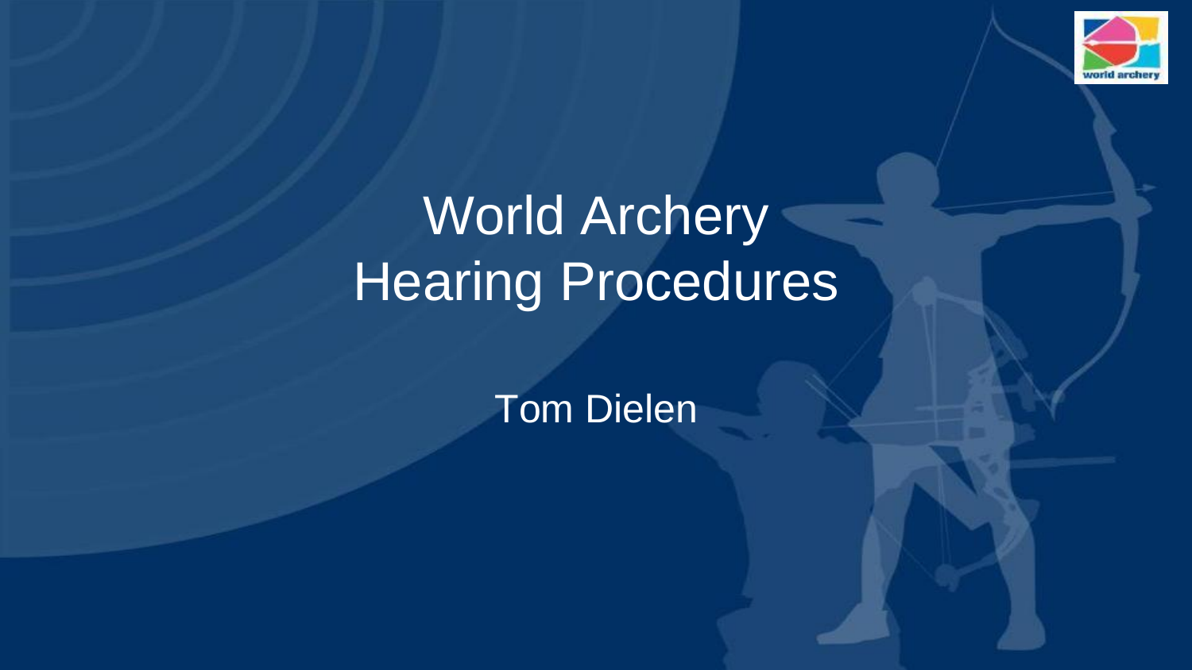# World Archery Hearing Procedures

Tom Dielen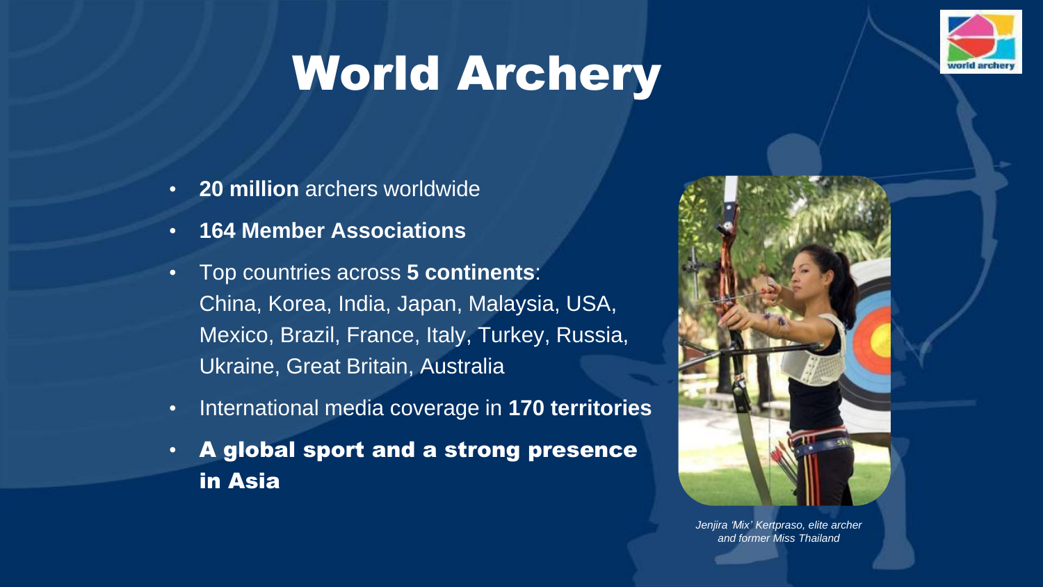# World Archery

- **20 million** archers worldwide
- **164 Member Associations**
- Top countries across **5 continents**: China, Korea, India, Japan, Malaysia, USA, Mexico, Brazil, France, Italy, Turkey, Russia, Ukraine, Great Britain, Australia
- International media coverage in **170 territories**
- **A global sport and a strong presence in Asia**

*Jenjira 'Mix' Kertpraso, elite archer and former Miss Thailand*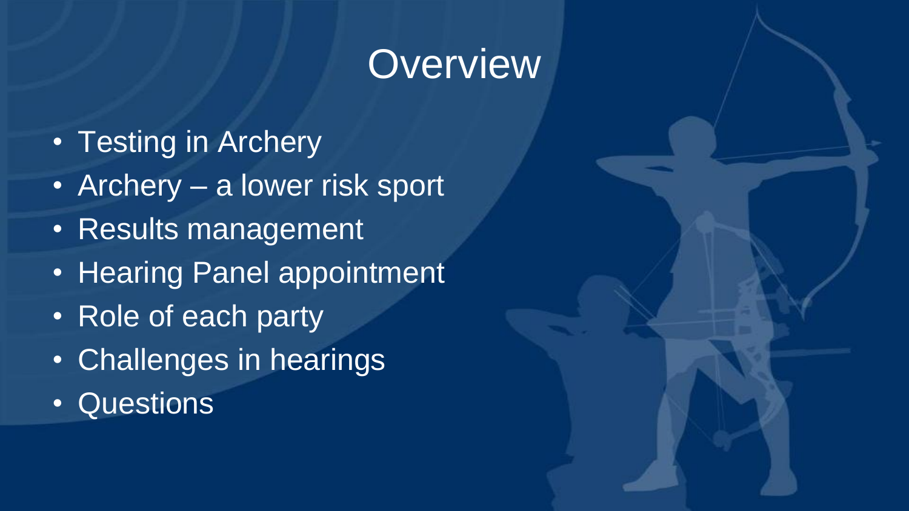# Overview

- Testing in Archery
- Archery – a lower risk sport
- Results management
- Hearing Panel appointment
- Role of each party
- Challenges in hearings
- Questions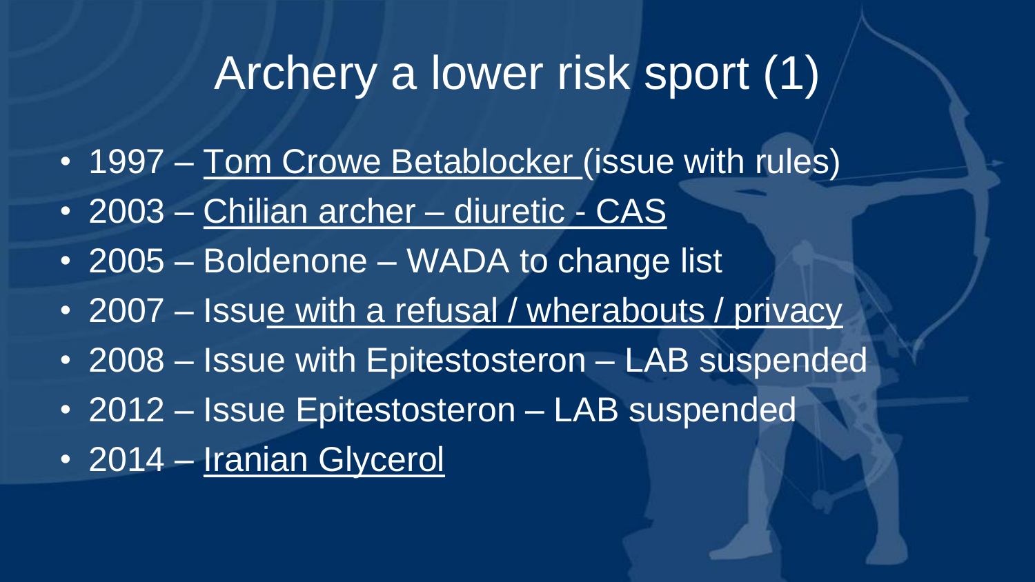# Archery a lower risk sport (1)

- 1997 – Tom Crowe Betablocker (issue with rules)
- 2003 – Chilian archer – diuretic - CAS
- 2005 – Boldenone – WADA to change list
- 2007 – Issue with a refusal / wherabouts / privacy
- 2008 – Issue with Epitestosteron – LAB suspended
- 2012 – Issue Epitestosteron – LAB suspended
- 2014 – Iranian Glycerol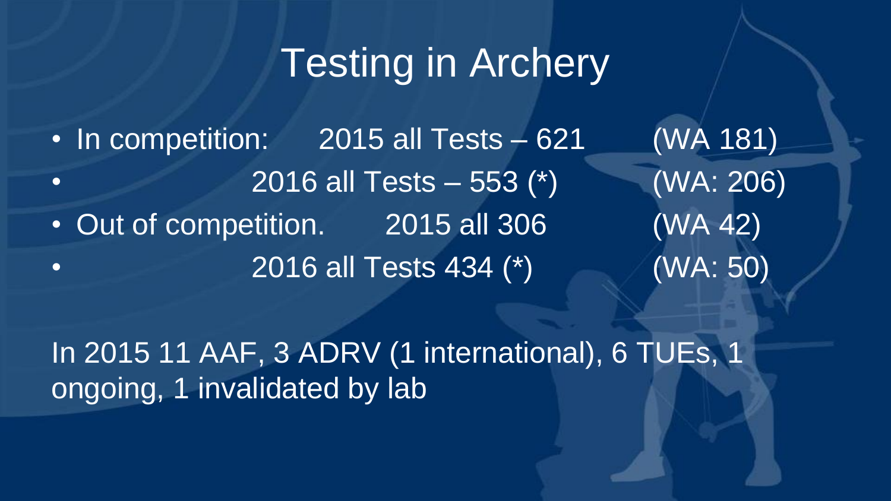# Testing in Archery

- In competition: 2015 all Tests – 621 (WA 181)
- 2016 all Tests – 553 (*) (WA: 206)
- Out of competition. 2015 all 306 (WA 42)
- 2016 all Tests 434 (*) (WA: 50)

In 2015 11 AAF, 3 ADRV (1 international), 6 TUEs, 1 ongoing, 1 invalidated by lab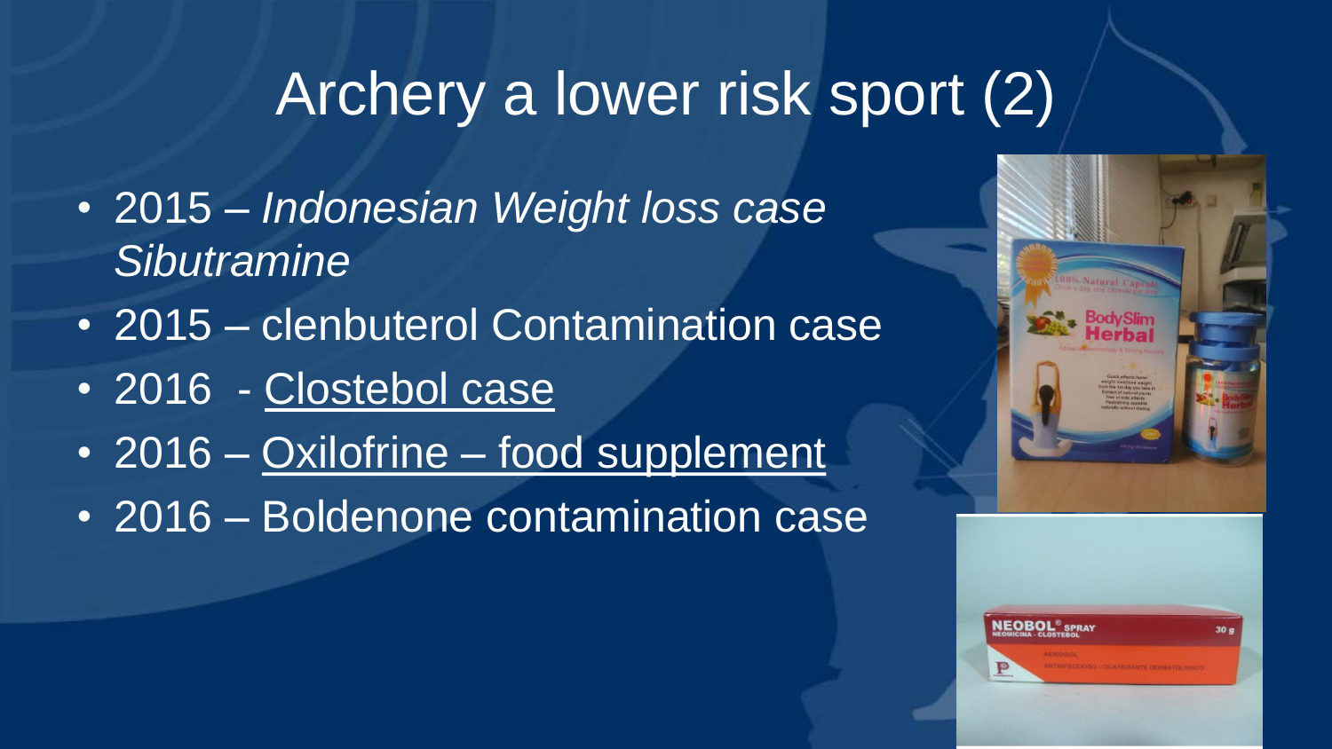# Archery a lower risk sport (2)

- 2015 – *Indonesian Weight loss case Sibutramine*
- 2015 – clenbuterol Contamination case
- 2016 - Clostebol case
- 2016 – Oxilofrine – food supplement
- 2016 – Boldenone contamination case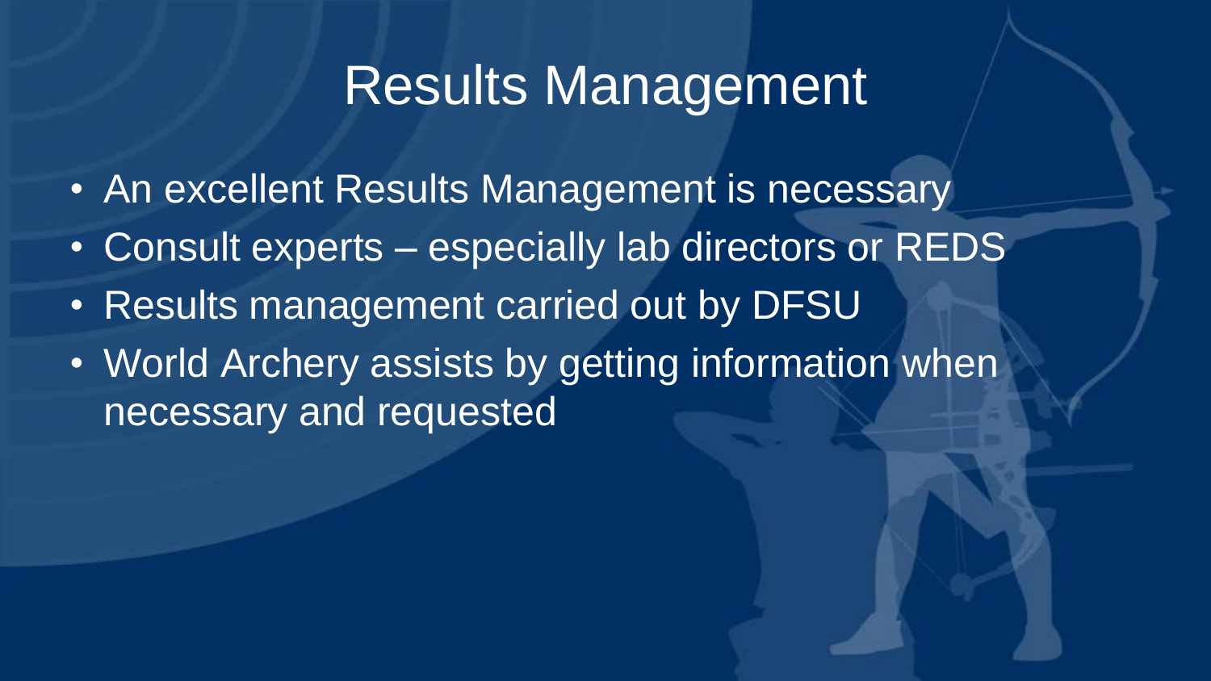# Results Management

- An excellent Results Management is necessary
- Consult experts – especially lab directors or REDS
- Results management carried out by DFSU
- World Archery assists by getting information when necessary and requested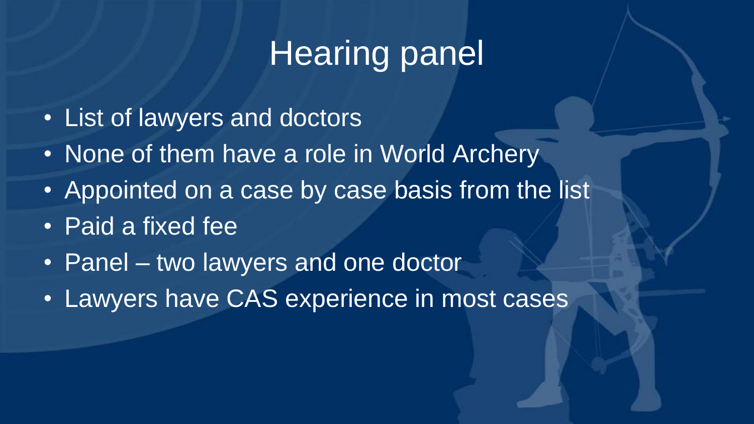# Hearing panel

- List of lawyers and doctors
- None of them have a role in World Archery
- Appointed on a case by case basis from the list
- Paid a fixed fee
- Panel – two lawyers and one doctor
- Lawyers have CAS experience in most cases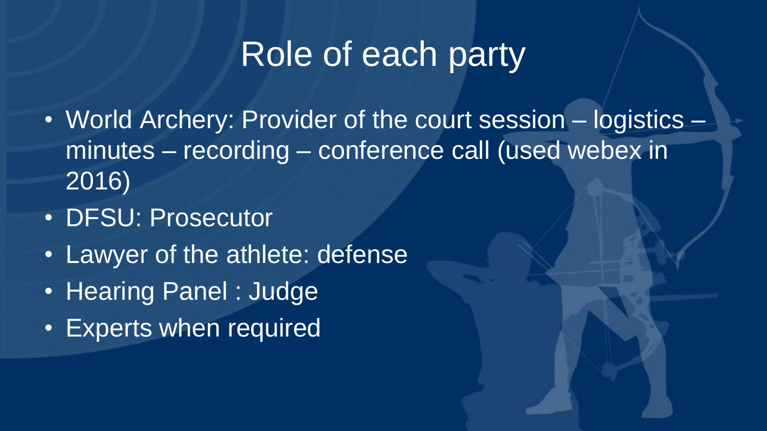# Role of each party

- World Archery: Provider of the court session – logistics – minutes – recording – conference call (used webex in 2016)
- DFSU: Prosecutor
- Lawyer of the athlete: defense
- Hearing Panel : Judge
- Experts when required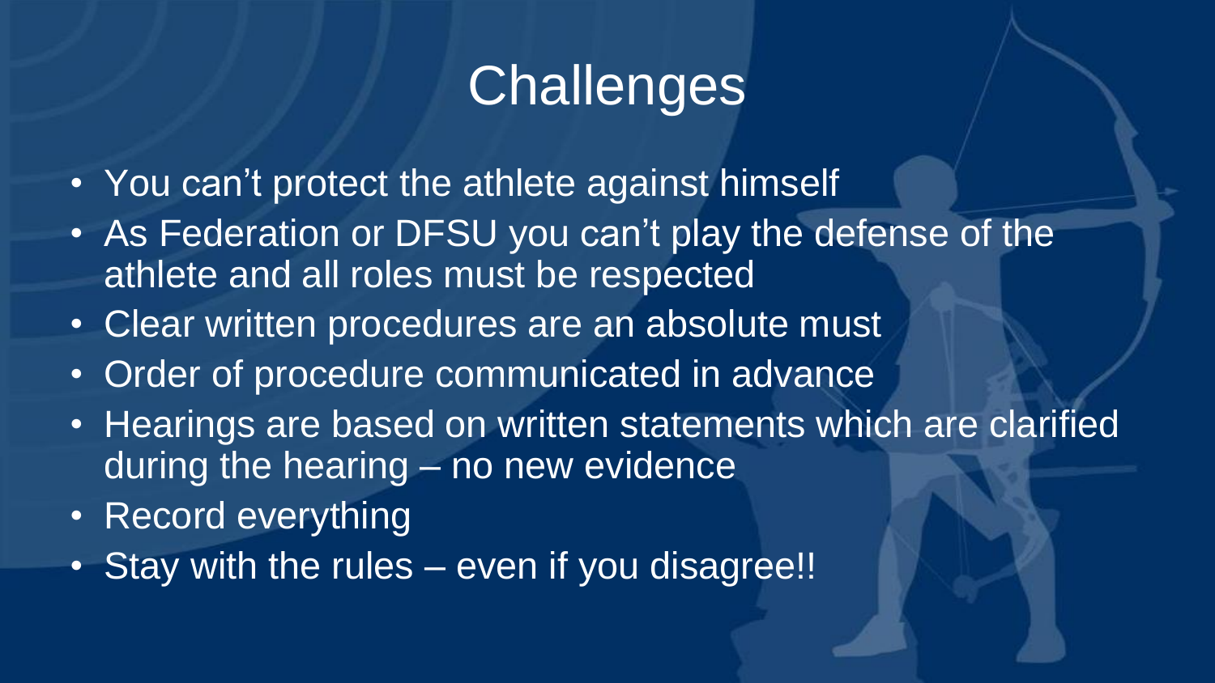# Challenges

- You can't protect the athlete against himself
- As Federation or DFSU you can't play the defense of the athlete and all roles must be respected
- Clear written procedures are an absolute must
- Order of procedure communicated in advance
- Hearings are based on written statements which are clarified during the hearing – no new evidence
- Record everything
- Stay with the rules – even if you disagree!!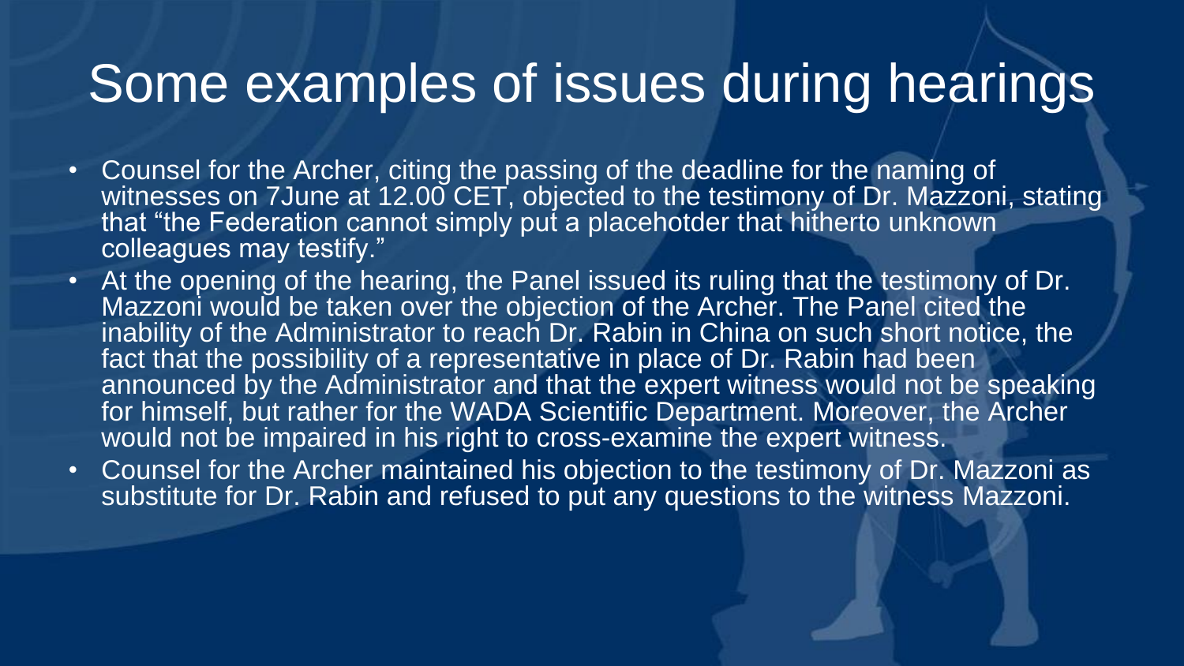# Some examples of issues during hearings

- Counsel for the Archer, citing the passing of the deadline for the naming of witnesses on 7June at 12.00 CET, objected to the testimony of Dr. Mazzoni, stating that "the Federation cannot simply put a placehotder that hitherto unknown colleagues may testify."
- At the opening of the hearing, the Panel issued its ruling that the testimony of Dr. Mazzoni would be taken over the objection of the Archer. The Panel cited the inability of the Administrator to reach Dr. Rabin in China on such short notice, the fact that the possibility of a representative in place of Dr. Rabin had been announced by the Administrator and that the expert witness would not be speaking for himself, but rather for the WADA Scientific Department. Moreover, the Archer would not be impaired in his right to cross-examine the expert witness.
- Counsel for the Archer maintained his objection to the testimony of Dr. Mazzoni as substitute for Dr. Rabin and refused to put any questions to the witness Mazzoni.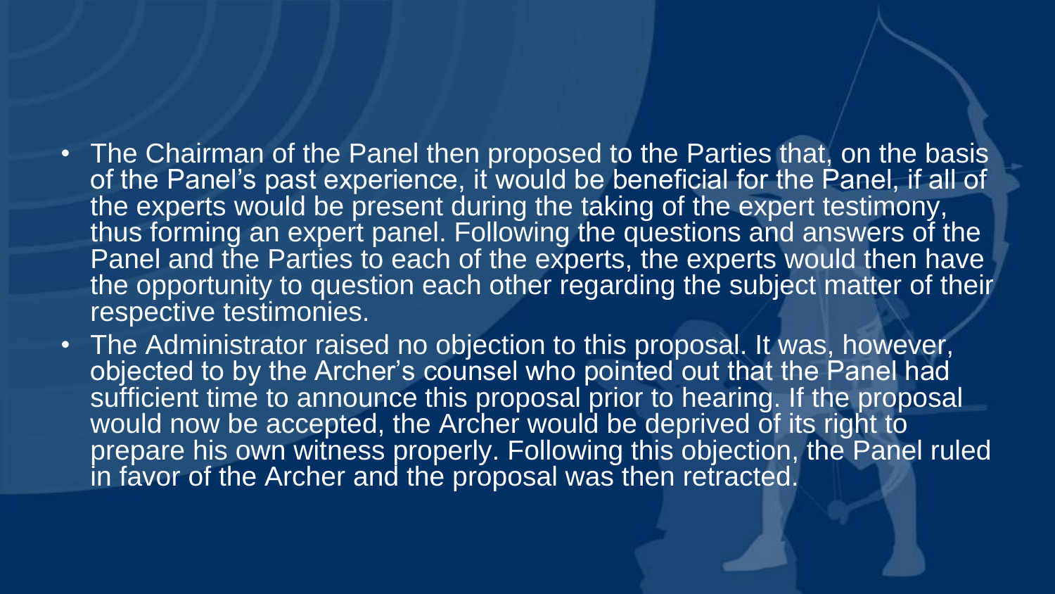- The Chairman of the Panel then proposed to the Parties that, on the basis of the Panel's past experience, it would be beneficial for the Panel, if all of the experts would be present during the taking of the expert testimony, thus forming an expert panel. Following the questions and answers of the Panel and the Parties to each of the experts, the experts would then have the opportunity to question each other regarding the subject matter of their respective testimonies.
- The Administrator raised no objection to this proposal. It was, however, objected to by the Archer's counsel who pointed out that the Panel had sufficient time to announce this proposal prior to hearing. If the proposal would now be accepted, the Archer would be deprived of its right to prepare his own witness properly. Following this objection, the Panel ruled in favor of the Archer and the proposal was then retracted.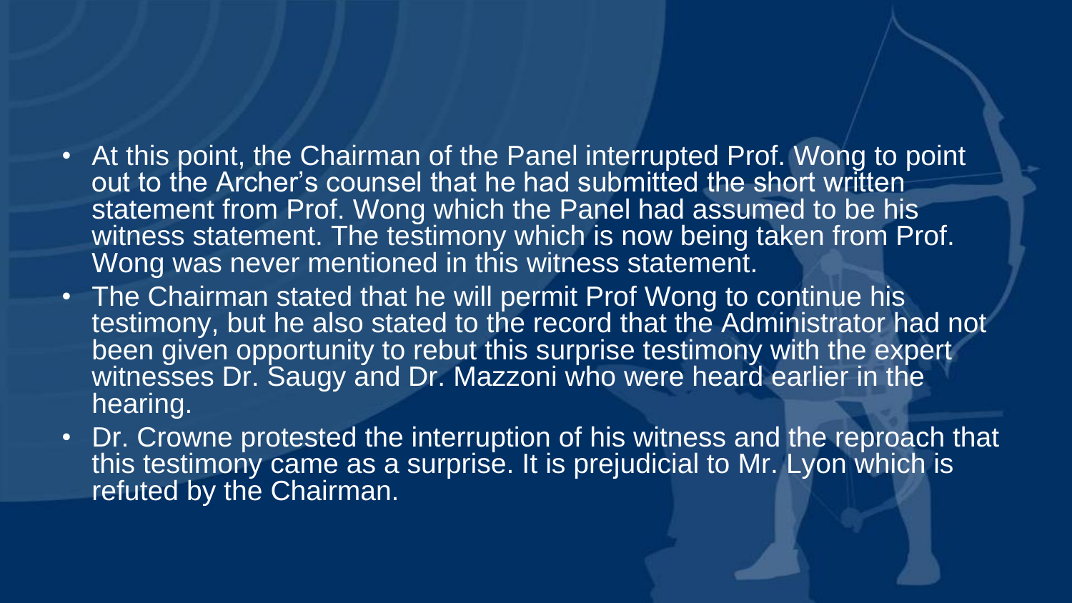- At this point, the Chairman of the Panel interrupted Prof. Wong to point out to the Archer's counsel that he had submitted the short written statement from Prof. Wong which the Panel had assumed to be his witness statement. The testimony which is now being taken from Prof. Wong was never mentioned in this witness statement.
- The Chairman stated that he will permit Prof Wong to continue his testimony, but he also stated to the record that the Administrator had not been given opportunity to rebut this surprise testimony with the expert witnesses Dr. Saugy and Dr. Mazzoni who were heard earlier in the hearing.
- Dr. Crowne protested the interruption of his witness and the reproach that this testimony came as a surprise. It is prejudicial to Mr. Lyon which is refuted by the Chairman.